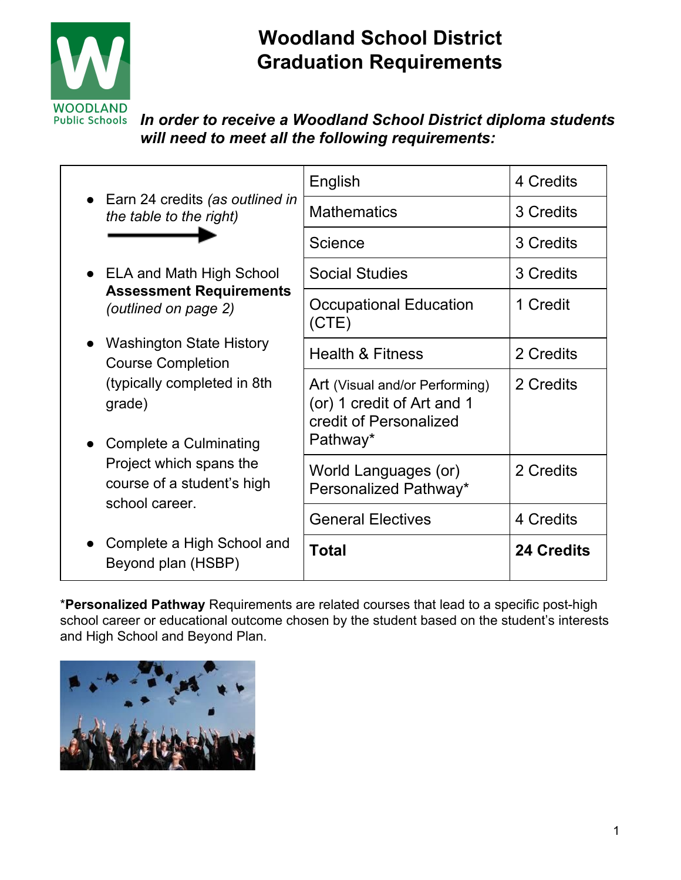# Woodland School District
# Graduation Requirements

***In order to receive a Woodland School District diploma students will need to meet all the following requirements:***

- Earn 24 credits *(as outlined in the table to the right)*
- ELA and Math High School **Assessment Requirements** *(outlined on page 2)*
- Washington State History Course Completion (typically completed in 8th grade)
- Complete a Culminating Project which spans the course of a student's high school career.
- Complete a High School and Beyond plan (HSBP)

| Subject | Credits |
|---|---|
| English | 4 Credits |
| Mathematics | 3 Credits |
| Science | 3 Credits |
| Social Studies | 3 Credits |
| Occupational Education (CTE) | 1 Credit |
| Health & Fitness | 2 Credits |
| Art (Visual and/or Performing) (or) 1 credit of Art and 1 credit of Personalized Pathway* | 2 Credits |
| World Languages (or) Personalized Pathway* | 2 Credits |
| General Electives | 4 Credits |
| **Total** | **24 Credits** |

***Personalized Pathway** Requirements are related courses that lead to a specific post-high school career or educational outcome chosen by the student based on the student's interests and High School and Beyond Plan.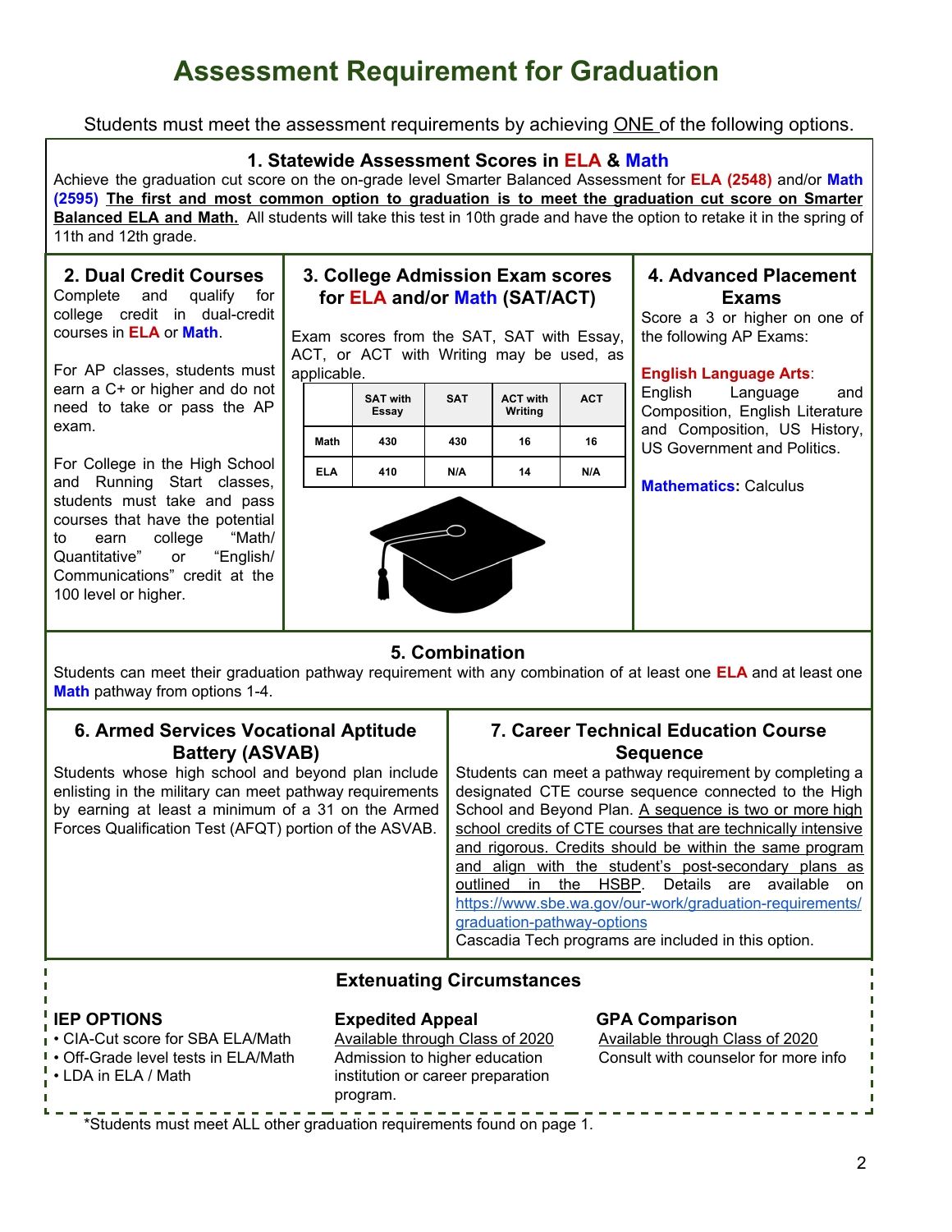# Assessment Requirement for Graduation

Students must meet the assessment requirements by achieving ONE of the following options.

## 1. Statewide Assessment Scores in ELA & Math

Achieve the graduation cut score on the on-grade level Smarter Balanced Assessment for **ELA (2548)** and/or **Math (2595)** **The first and most common option to graduation is to meet the graduation cut score on Smarter Balanced ELA and Math.** All students will take this test in 10th grade and have the option to retake it in the spring of 11th and 12th grade.

## 2. Dual Credit Courses

Complete and qualify for college credit in dual-credit courses in **ELA** or **Math**.

For AP classes, students must earn a C+ or higher and do not need to take or pass the AP exam.

For College in the High School and Running Start classes, students must take and pass courses that have the potential to earn college "Math/ Quantitative" or "English/ Communications" credit at the 100 level or higher.

## 3. College Admission Exam scores for ELA and/or Math (SAT/ACT)

Exam scores from the SAT, SAT with Essay, ACT, or ACT with Writing may be used, as applicable.

| | SAT with Essay | SAT | ACT with Writing | ACT |
|---|---|---|---|---|
| Math | 430 | 430 | 16 | 16 |
| ELA | 410 | N/A | 14 | N/A |

## 4. Advanced Placement Exams

Score a 3 or higher on one of the following AP Exams:

**English Language Arts**: English Language and Composition, English Literature and Composition, US History, US Government and Politics.

**Mathematics:** Calculus

## 5. Combination

Students can meet their graduation pathway requirement with any combination of at least one **ELA** and at least one **Math** pathway from options 1-4.

## 6. Armed Services Vocational Aptitude Battery (ASVAB)

Students whose high school and beyond plan include enlisting in the military can meet pathway requirements by earning at least a minimum of a 31 on the Armed Forces Qualification Test (AFQT) portion of the ASVAB.

## 7. Career Technical Education Course Sequence

Students can meet a pathway requirement by completing a designated CTE course sequence connected to the High School and Beyond Plan. A sequence is two or more high school credits of CTE courses that are technically intensive and rigorous. Credits should be within the same program and align with the student's post-secondary plans as outlined in the HSBP. Details are available on https://www.sbe.wa.gov/our-work/graduation-requirements/graduation-pathway-options
Cascadia Tech programs are included in this option.

## Extenuating Circumstances

**IEP OPTIONS**
- CIA-Cut score for SBA ELA/Math
- Off-Grade level tests in ELA/Math
- LDA in ELA / Math

**Expedited Appeal**
Available through Class of 2020
Admission to higher education institution or career preparation program.

**GPA Comparison**
Available through Class of 2020
Consult with counselor for more info

*Students must meet ALL other graduation requirements found on page 1.